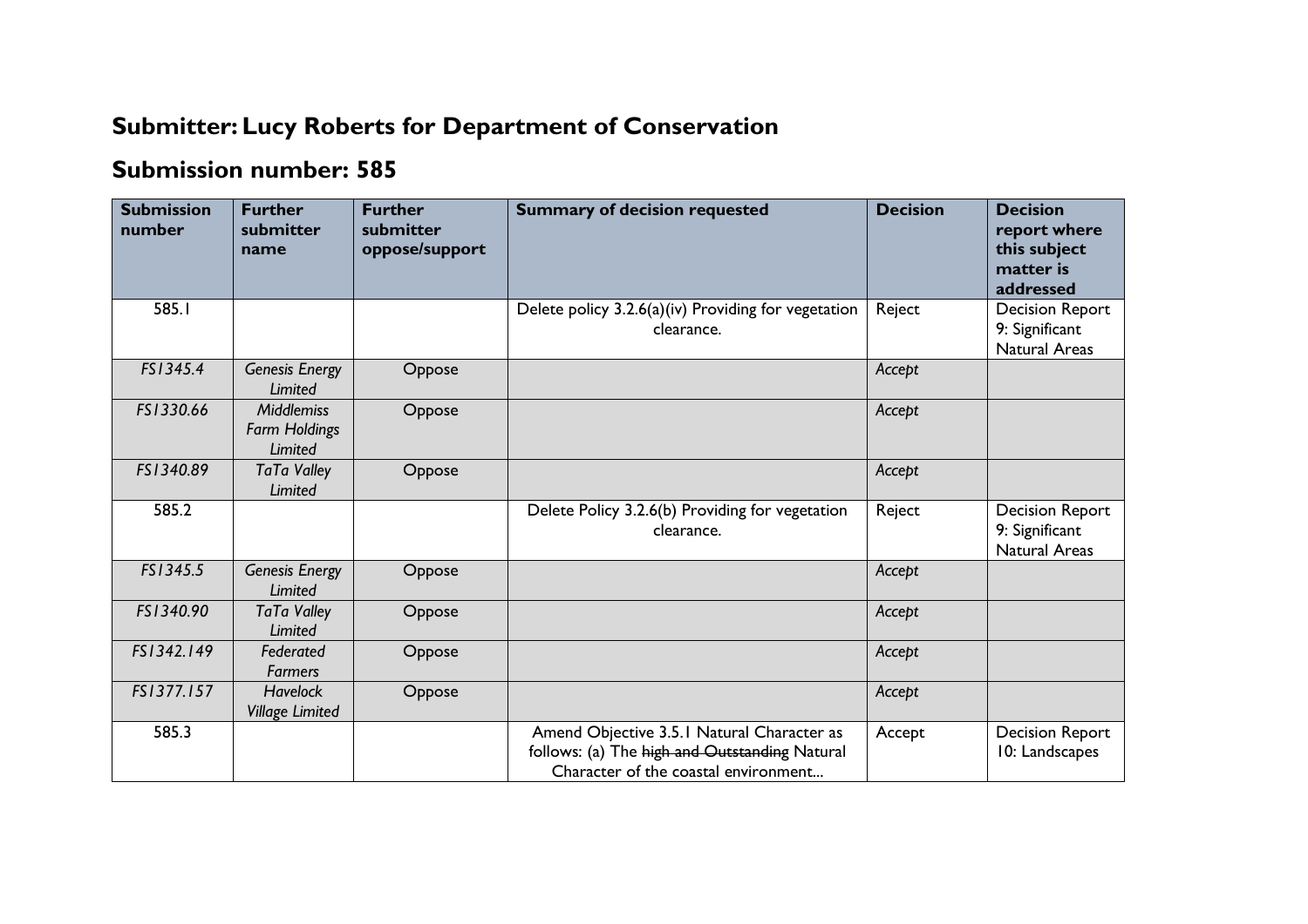## Submitter: Lucy Roberts for Department of Conservation

## Submission number: 585

| Submission number | Further submitter name | Further submitter oppose/support | Summary of decision requested | Decision | Decision report where this subject matter is addressed |
|---|---|---|---|---|---|
| 585.1 | | | Delete policy 3.2.6(a)(iv) Providing for vegetation clearance. | Reject | Decision Report 9: Significant Natural Areas |
| *FS1345.4* | *Genesis Energy Limited* | Oppose | | *Accept* | |
| *FS1330.66* | *Middlemiss Farm Holdings Limited* | Oppose | | *Accept* | |
| *FS1340.89* | *TaTa Valley Limited* | Oppose | | *Accept* | |
| 585.2 | | | Delete Policy 3.2.6(b) Providing for vegetation clearance. | Reject | Decision Report 9: Significant Natural Areas |
| *FS1345.5* | *Genesis Energy Limited* | Oppose | | *Accept* | |
| *FS1340.90* | *TaTa Valley Limited* | Oppose | | *Accept* | |
| *FS1342.149* | *Federated Farmers* | Oppose | | *Accept* | |
| *FS1377.157* | *Havelock Village Limited* | Oppose | | *Accept* | |
| 585.3 | | | Amend Objective 3.5.1 Natural Character as follows: (a) The ~~high and Outstanding~~ Natural Character of the coastal environment... | Accept | Decision Report 10: Landscapes |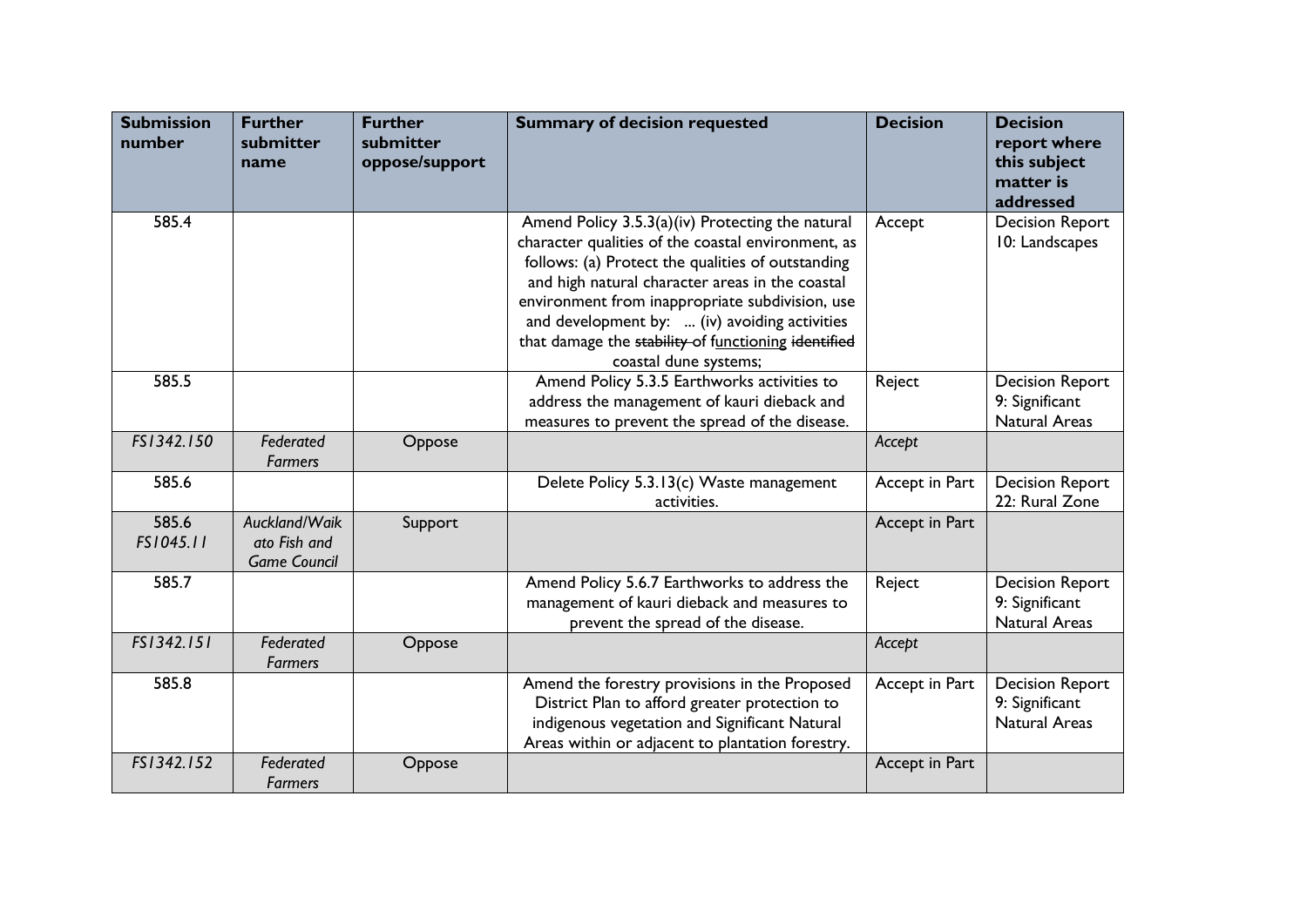| Submission number | Further submitter name | Further submitter oppose/support | Summary of decision requested | Decision | Decision report where this subject matter is addressed |
|---|---|---|---|---|---|
| 585.4 | | | Amend Policy 3.5.3(a)(iv) Protecting the natural character qualities of the coastal environment, as follows: (a) Protect the qualities of outstanding and high natural character areas in the coastal environment from inappropriate subdivision, use and development by: ... (iv) avoiding activities that damage the ~~stability of~~ functioning ~~identified~~ coastal dune systems; | Accept | Decision Report 10: Landscapes |
| 585.5 | | | Amend Policy 5.3.5 Earthworks activities to address the management of kauri dieback and measures to prevent the spread of the disease. | Reject | Decision Report 9: Significant Natural Areas |
| *FS1342.150* | *Federated Farmers* | Oppose | | *Accept* | |
| 585.6 | | | Delete Policy 5.3.13(c) Waste management activities. | Accept in Part | Decision Report 22: Rural Zone |
| 585.6 *FS1045.11* | *Auckland/Waikato Fish and Game Council* | Support | | Accept in Part | |
| 585.7 | | | Amend Policy 5.6.7 Earthworks to address the management of kauri dieback and measures to prevent the spread of the disease. | Reject | Decision Report 9: Significant Natural Areas |
| *FS1342.151* | *Federated Farmers* | Oppose | | *Accept* | |
| 585.8 | | | Amend the forestry provisions in the Proposed District Plan to afford greater protection to indigenous vegetation and Significant Natural Areas within or adjacent to plantation forestry. | Accept in Part | Decision Report 9: Significant Natural Areas |
| *FS1342.152* | *Federated Farmers* | Oppose | | Accept in Part | |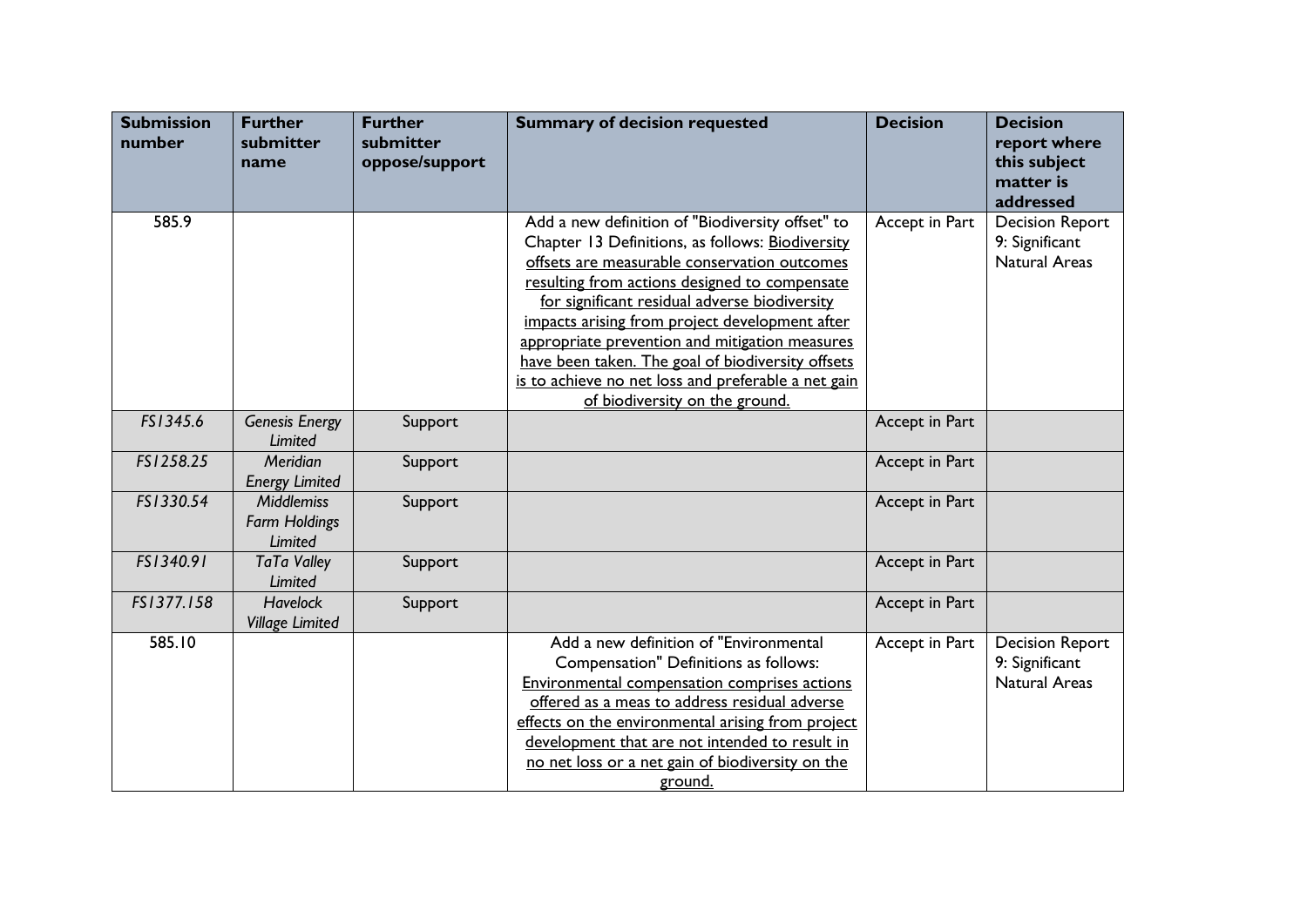| Submission number | Further submitter name | Further submitter oppose/support | Summary of decision requested | Decision | Decision report where this subject matter is addressed |
|---|---|---|---|---|---|
| 585.9 | | | Add a new definition of "Biodiversity offset" to Chapter 13 Definitions, as follows: <u>Biodiversity offsets are measurable conservation outcomes resulting from actions designed to compensate for significant residual adverse biodiversity impacts arising from project development after appropriate prevention and mitigation measures have been taken. The goal of biodiversity offsets is to achieve no net loss and preferable a net gain of biodiversity on the ground.</u> | Accept in Part | Decision Report 9: Significant Natural Areas |
| *FS1345.6* | *Genesis Energy Limited* | Support | | Accept in Part | |
| *FS1258.25* | *Meridian Energy Limited* | Support | | Accept in Part | |
| *FS1330.54* | *Middlemiss Farm Holdings Limited* | Support | | Accept in Part | |
| *FS1340.91* | *TaTa Valley Limited* | Support | | Accept in Part | |
| *FS1377.158* | *Havelock Village Limited* | Support | | Accept in Part | |
| 585.10 | | | Add a new definition of "Environmental Compensation" Definitions as follows: <u>Environmental compensation comprises actions offered as a meas to address residual adverse effects on the environmental arising from project development that are not intended to result in no net loss or a net gain of biodiversity on the ground.</u> | Accept in Part | Decision Report 9: Significant Natural Areas |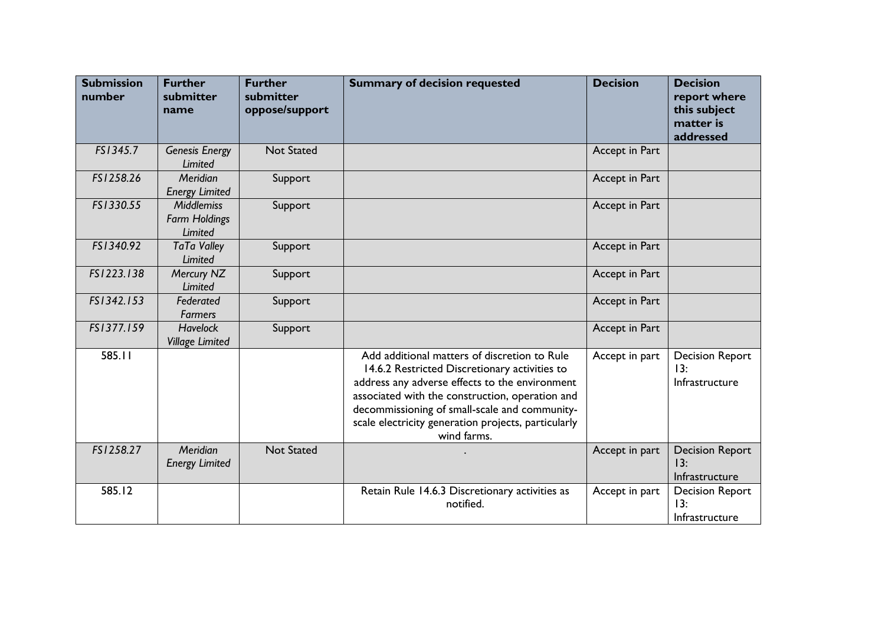| Submission number | Further submitter name | Further submitter oppose/support | Summary of decision requested | Decision | Decision report where this subject matter is addressed |
|---|---|---|---|---|---|
| *FS1345.7* | *Genesis Energy Limited* | Not Stated | | Accept in Part | |
| *FS1258.26* | *Meridian Energy Limited* | Support | | Accept in Part | |
| *FS1330.55* | *Middlemiss Farm Holdings Limited* | Support | | Accept in Part | |
| *FS1340.92* | *TaTa Valley Limited* | Support | | Accept in Part | |
| *FS1223.138* | *Mercury NZ Limited* | Support | | Accept in Part | |
| *FS1342.153* | *Federated Farmers* | Support | | Accept in Part | |
| *FS1377.159* | *Havelock Village Limited* | Support | | Accept in Part | |
| 585.11 | | | Add additional matters of discretion to Rule 14.6.2 Restricted Discretionary activities to address any adverse effects to the environment associated with the construction, operation and decommissioning of small-scale and community-scale electricity generation projects, particularly wind farms. | Accept in part | Decision Report 13: Infrastructure |
| *FS1258.27* | *Meridian Energy Limited* | Not Stated | . | Accept in part | Decision Report 13: Infrastructure |
| 585.12 | | | Retain Rule 14.6.3 Discretionary activities as notified. | Accept in part | Decision Report 13: Infrastructure |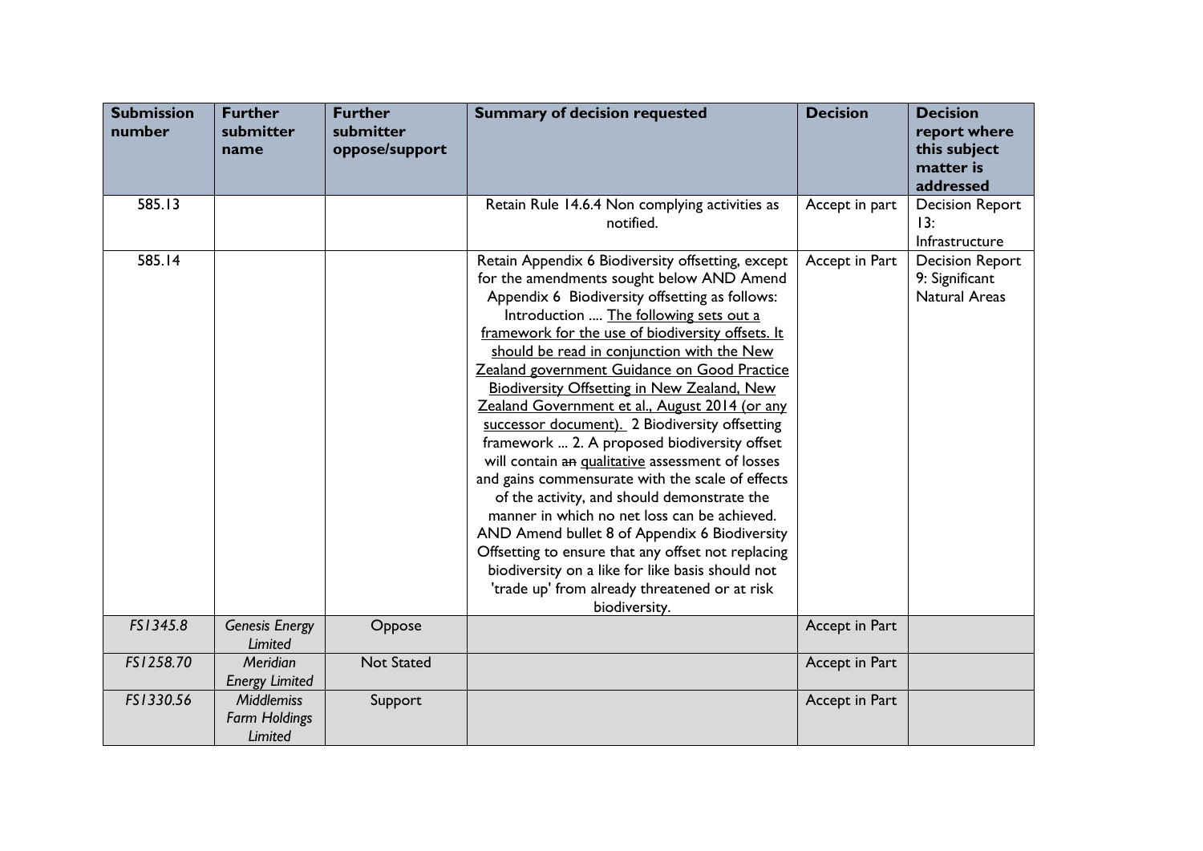| Submission number | Further submitter name | Further submitter oppose/support | Summary of decision requested | Decision | Decision report where this subject matter is addressed |
|---|---|---|---|---|---|
| 585.13 | | | Retain Rule 14.6.4 Non complying activities as notified. | Accept in part | Decision Report 13: Infrastructure |
| 585.14 | | | Retain Appendix 6 Biodiversity offsetting, except for the amendments sought below AND Amend Appendix 6 Biodiversity offsetting as follows: Introduction .... <u>The following sets out a framework for the use of biodiversity offsets. It should be read in conjunction with the New Zealand government Guidance on Good Practice Biodiversity Offsetting in New Zealand, New Zealand Government et al., August 2014 (or any successor document).</u> 2 Biodiversity offsetting framework ... 2. A proposed biodiversity offset will contain ~~an~~ <u>qualitative</u> assessment of losses and gains commensurate with the scale of effects of the activity, and should demonstrate the manner in which no net loss can be achieved. AND Amend bullet 8 of Appendix 6 Biodiversity Offsetting to ensure that any offset not replacing biodiversity on a like for like basis should not 'trade up' from already threatened or at risk biodiversity. | Accept in Part | Decision Report 9: Significant Natural Areas |
| *FS1345.8* | *Genesis Energy Limited* | Oppose | | Accept in Part | |
| *FS1258.70* | *Meridian Energy Limited* | Not Stated | | Accept in Part | |
| *FS1330.56* | *Middlemiss Farm Holdings Limited* | Support | | Accept in Part | |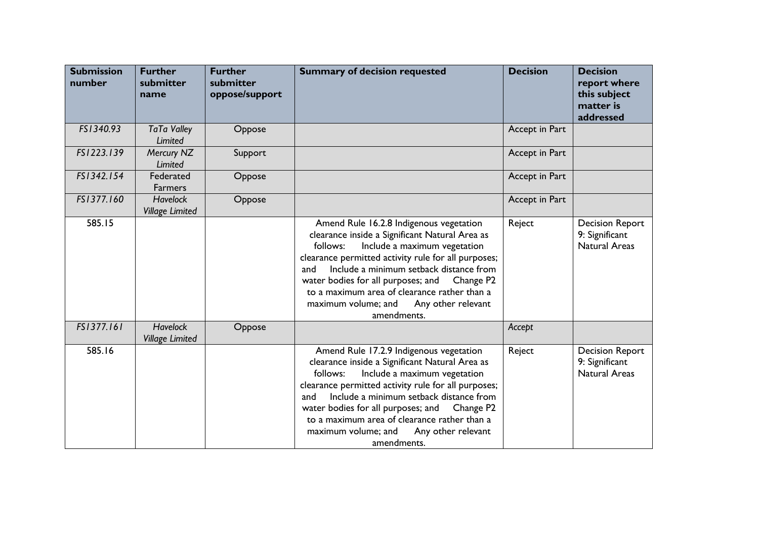| Submission number | Further submitter name | Further submitter oppose/support | Summary of decision requested | Decision | Decision report where this subject matter is addressed |
|---|---|---|---|---|---|
| *FS1340.93* | *TaTa Valley Limited* | Oppose | | Accept in Part | |
| *FS1223.139* | *Mercury NZ Limited* | Support | | Accept in Part | |
| *FS1342.154* | Federated Farmers | Oppose | | Accept in Part | |
| *FS1377.160* | *Havelock Village Limited* | Oppose | | Accept in Part | |
| 585.15 | | | Amend Rule 16.2.8 Indigenous vegetation clearance inside a Significant Natural Area as follows: Include a maximum vegetation clearance permitted activity rule for all purposes; and Include a minimum setback distance from water bodies for all purposes; and Change P2 to a maximum area of clearance rather than a maximum volume; and Any other relevant amendments. | Reject | Decision Report 9: Significant Natural Areas |
| *FS1377.161* | *Havelock Village Limited* | Oppose | | *Accept* | |
| 585.16 | | | Amend Rule 17.2.9 Indigenous vegetation clearance inside a Significant Natural Area as follows: Include a maximum vegetation clearance permitted activity rule for all purposes; and Include a minimum setback distance from water bodies for all purposes; and Change P2 to a maximum area of clearance rather than a maximum volume; and Any other relevant amendments. | Reject | Decision Report 9: Significant Natural Areas |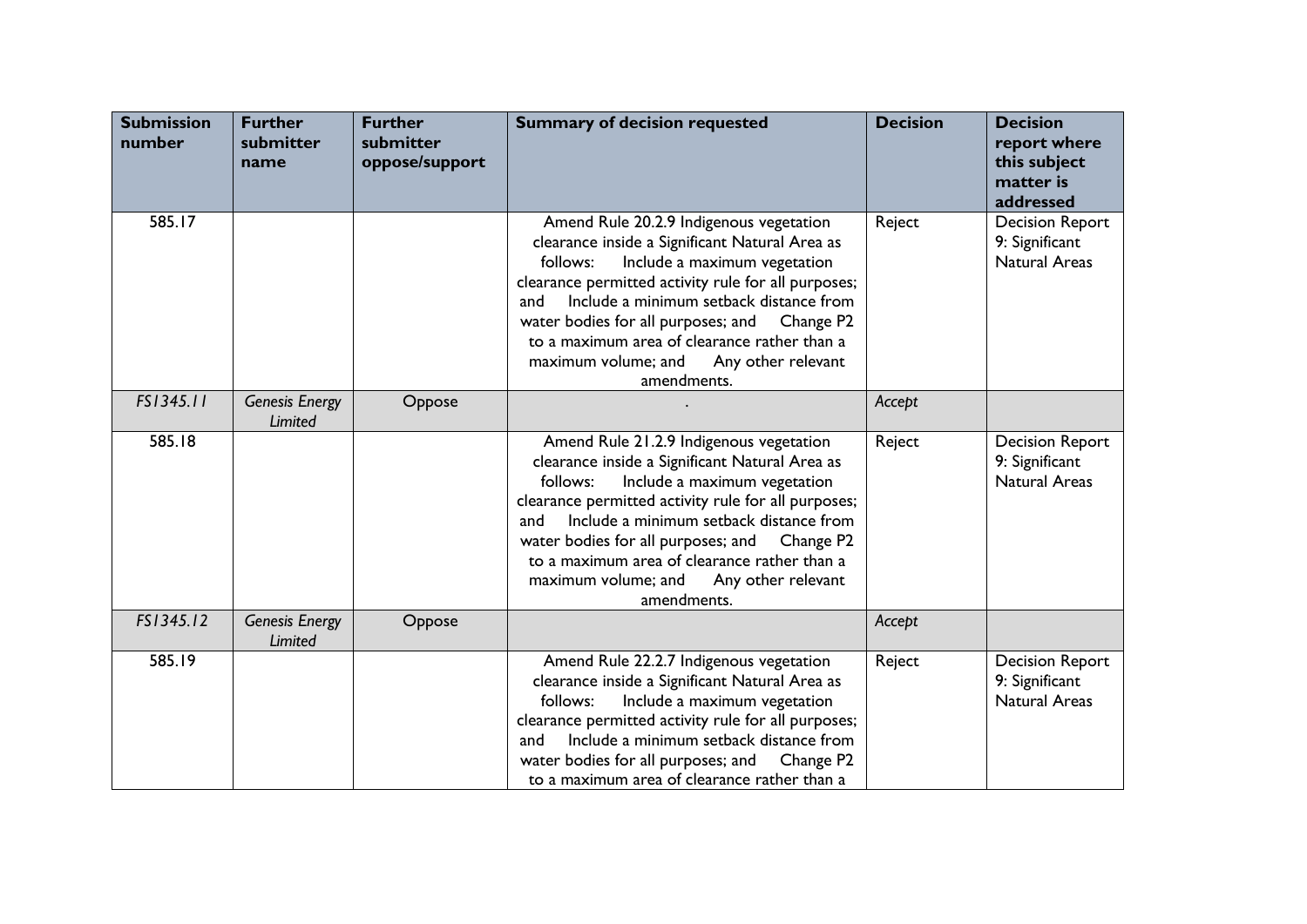| Submission number | Further submitter name | Further submitter oppose/support | Summary of decision requested | Decision | Decision report where this subject matter is addressed |
|---|---|---|---|---|---|
| 585.17 | | | Amend Rule 20.2.9 Indigenous vegetation clearance inside a Significant Natural Area as follows: Include a maximum vegetation clearance permitted activity rule for all purposes; and Include a minimum setback distance from water bodies for all purposes; and Change P2 to a maximum area of clearance rather than a maximum volume; and Any other relevant amendments. | Reject | Decision Report 9: Significant Natural Areas |
| *FS1345.11* | *Genesis Energy Limited* | Oppose | . | *Accept* | |
| 585.18 | | | Amend Rule 21.2.9 Indigenous vegetation clearance inside a Significant Natural Area as follows: Include a maximum vegetation clearance permitted activity rule for all purposes; and Include a minimum setback distance from water bodies for all purposes; and Change P2 to a maximum area of clearance rather than a maximum volume; and Any other relevant amendments. | Reject | Decision Report 9: Significant Natural Areas |
| *FS1345.12* | *Genesis Energy Limited* | Oppose | | *Accept* | |
| 585.19 | | | Amend Rule 22.2.7 Indigenous vegetation clearance inside a Significant Natural Area as follows: Include a maximum vegetation clearance permitted activity rule for all purposes; and Include a minimum setback distance from water bodies for all purposes; and Change P2 to a maximum area of clearance rather than a | Reject | Decision Report 9: Significant Natural Areas |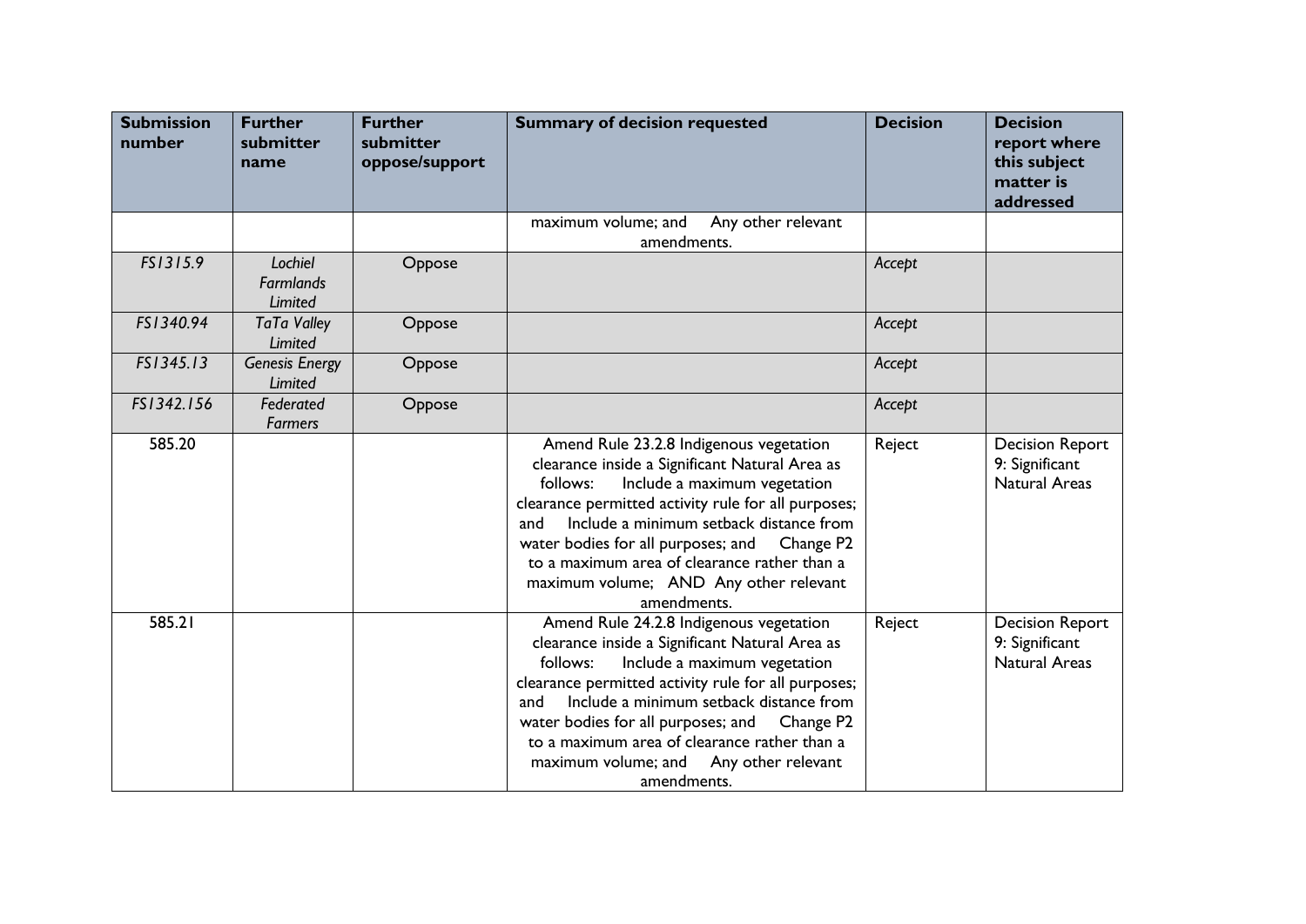| Submission number | Further submitter name | Further submitter oppose/support | Summary of decision requested | Decision | Decision report where this subject matter is addressed |
|---|---|---|---|---|---|
| | | | maximum volume; and Any other relevant amendments. | | |
| *FS1315.9* | *Lochiel Farmlands Limited* | Oppose | | *Accept* | |
| *FS1340.94* | *TaTa Valley Limited* | Oppose | | *Accept* | |
| *FS1345.13* | *Genesis Energy Limited* | Oppose | | *Accept* | |
| *FS1342.156* | *Federated Farmers* | Oppose | | *Accept* | |
| 585.20 | | | Amend Rule 23.2.8 Indigenous vegetation clearance inside a Significant Natural Area as follows: Include a maximum vegetation clearance permitted activity rule for all purposes; and Include a minimum setback distance from water bodies for all purposes; and Change P2 to a maximum area of clearance rather than a maximum volume; AND Any other relevant amendments. | Reject | Decision Report 9: Significant Natural Areas |
| 585.21 | | | Amend Rule 24.2.8 Indigenous vegetation clearance inside a Significant Natural Area as follows: Include a maximum vegetation clearance permitted activity rule for all purposes; and Include a minimum setback distance from water bodies for all purposes; and Change P2 to a maximum area of clearance rather than a maximum volume; and Any other relevant amendments. | Reject | Decision Report 9: Significant Natural Areas |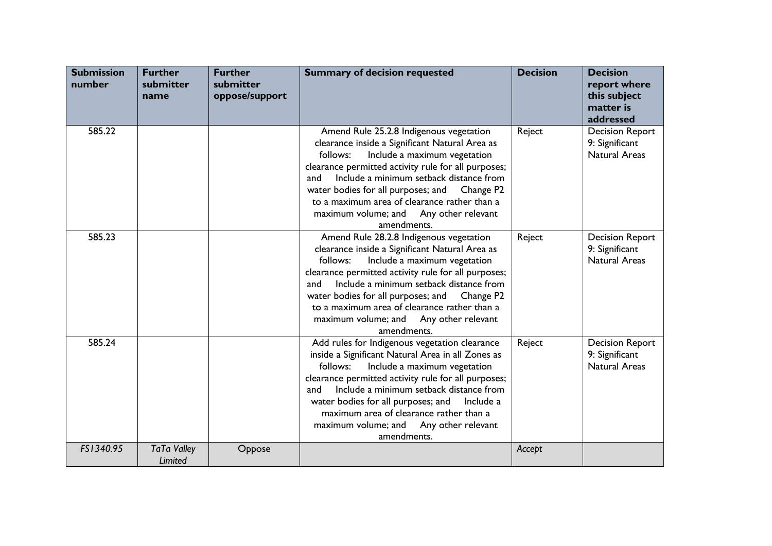| Submission number | Further submitter name | Further submitter oppose/support | Summary of decision requested | Decision | Decision report where this subject matter is addressed |
|---|---|---|---|---|---|
| 585.22 | | | Amend Rule 25.2.8 Indigenous vegetation clearance inside a Significant Natural Area as follows: Include a maximum vegetation clearance permitted activity rule for all purposes; and Include a minimum setback distance from water bodies for all purposes; and Change P2 to a maximum area of clearance rather than a maximum volume; and Any other relevant amendments. | Reject | Decision Report 9: Significant Natural Areas |
| 585.23 | | | Amend Rule 28.2.8 Indigenous vegetation clearance inside a Significant Natural Area as follows: Include a maximum vegetation clearance permitted activity rule for all purposes; and Include a minimum setback distance from water bodies for all purposes; and Change P2 to a maximum area of clearance rather than a maximum volume; and Any other relevant amendments. | Reject | Decision Report 9: Significant Natural Areas |
| 585.24 | | | Add rules for Indigenous vegetation clearance inside a Significant Natural Area in all Zones as follows: Include a maximum vegetation clearance permitted activity rule for all purposes; and Include a minimum setback distance from water bodies for all purposes; and Include a maximum area of clearance rather than a maximum volume; and Any other relevant amendments. | Reject | Decision Report 9: Significant Natural Areas |
| *FS1340.95* | *TaTa Valley Limited* | Oppose | | *Accept* | |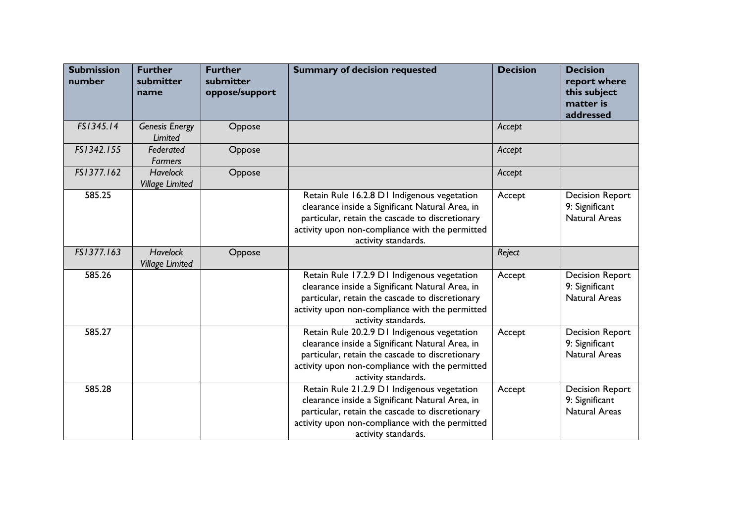| Submission number | Further submitter name | Further submitter oppose/support | Summary of decision requested | Decision | Decision report where this subject matter is addressed |
|---|---|---|---|---|---|
| FS1345.14 | *Genesis Energy Limited* | Oppose | | *Accept* | |
| FS1342.155 | *Federated Farmers* | Oppose | | *Accept* | |
| FS1377.162 | *Havelock Village Limited* | Oppose | | *Accept* | |
| 585.25 | | | Retain Rule 16.2.8 D1 Indigenous vegetation clearance inside a Significant Natural Area, in particular, retain the cascade to discretionary activity upon non-compliance with the permitted activity standards. | Accept | Decision Report 9: Significant Natural Areas |
| FS1377.163 | *Havelock Village Limited* | Oppose | | *Reject* | |
| 585.26 | | | Retain Rule 17.2.9 D1 Indigenous vegetation clearance inside a Significant Natural Area, in particular, retain the cascade to discretionary activity upon non-compliance with the permitted activity standards. | Accept | Decision Report 9: Significant Natural Areas |
| 585.27 | | | Retain Rule 20.2.9 D1 Indigenous vegetation clearance inside a Significant Natural Area, in particular, retain the cascade to discretionary activity upon non-compliance with the permitted activity standards. | Accept | Decision Report 9: Significant Natural Areas |
| 585.28 | | | Retain Rule 21.2.9 D1 Indigenous vegetation clearance inside a Significant Natural Area, in particular, retain the cascade to discretionary activity upon non-compliance with the permitted activity standards. | Accept | Decision Report 9: Significant Natural Areas |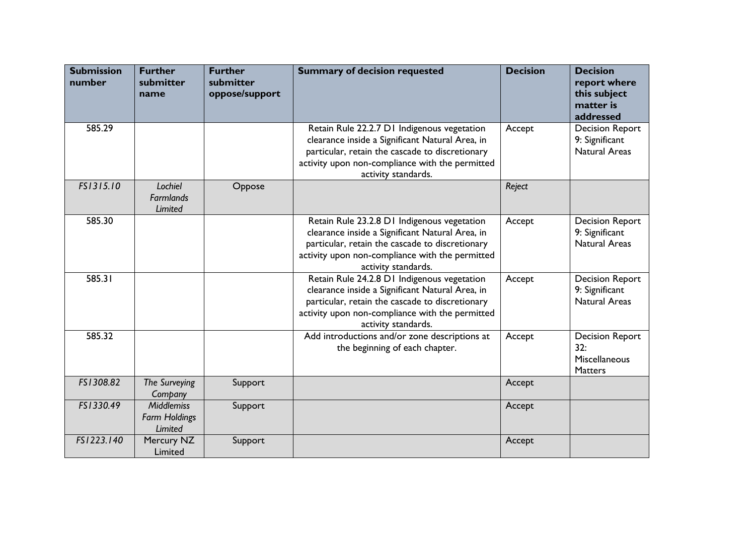| Submission number | Further submitter name | Further submitter oppose/support | Summary of decision requested | Decision | Decision report where this subject matter is addressed |
|---|---|---|---|---|---|
| 585.29 | | | Retain Rule 22.2.7 D1 Indigenous vegetation clearance inside a Significant Natural Area, in particular, retain the cascade to discretionary activity upon non-compliance with the permitted activity standards. | Accept | Decision Report 9: Significant Natural Areas |
| *FS1315.10* | *Lochiel Farmlands Limited* | Oppose | | *Reject* | |
| 585.30 | | | Retain Rule 23.2.8 D1 Indigenous vegetation clearance inside a Significant Natural Area, in particular, retain the cascade to discretionary activity upon non-compliance with the permitted activity standards. | Accept | Decision Report 9: Significant Natural Areas |
| 585.31 | | | Retain Rule 24.2.8 D1 Indigenous vegetation clearance inside a Significant Natural Area, in particular, retain the cascade to discretionary activity upon non-compliance with the permitted activity standards. | Accept | Decision Report 9: Significant Natural Areas |
| 585.32 | | | Add introductions and/or zone descriptions at the beginning of each chapter. | Accept | Decision Report 32: Miscellaneous Matters |
| *FS1308.82* | *The Surveying Company* | Support | | Accept | |
| *FS1330.49* | *Middlemiss Farm Holdings Limited* | Support | | Accept | |
| *FS1223.140* | Mercury NZ Limited | Support | | Accept | |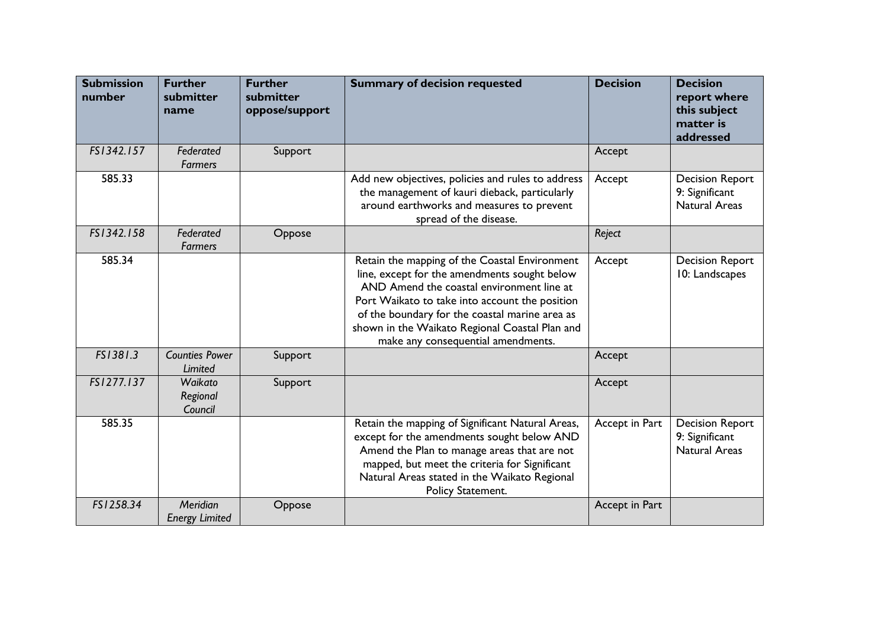| Submission number | Further submitter name | Further submitter oppose/support | Summary of decision requested | Decision | Decision report where this subject matter is addressed |
|---|---|---|---|---|---|
| *FS1342.157* | *Federated Farmers* | Support | | Accept | |
| 585.33 | | | Add new objectives, policies and rules to address the management of kauri dieback, particularly around earthworks and measures to prevent spread of the disease. | Accept | Decision Report 9: Significant Natural Areas |
| *FS1342.158* | *Federated Farmers* | Oppose | | *Reject* | |
| 585.34 | | | Retain the mapping of the Coastal Environment line, except for the amendments sought below AND Amend the coastal environment line at Port Waikato to take into account the position of the boundary for the coastal marine area as shown in the Waikato Regional Coastal Plan and make any consequential amendments. | Accept | Decision Report 10: Landscapes |
| *FS1381.3* | *Counties Power Limited* | Support | | Accept | |
| *FS1277.137* | *Waikato Regional Council* | Support | | Accept | |
| 585.35 | | | Retain the mapping of Significant Natural Areas, except for the amendments sought below AND Amend the Plan to manage areas that are not mapped, but meet the criteria for Significant Natural Areas stated in the Waikato Regional Policy Statement. | Accept in Part | Decision Report 9: Significant Natural Areas |
| *FS1258.34* | *Meridian Energy Limited* | Oppose | | Accept in Part | |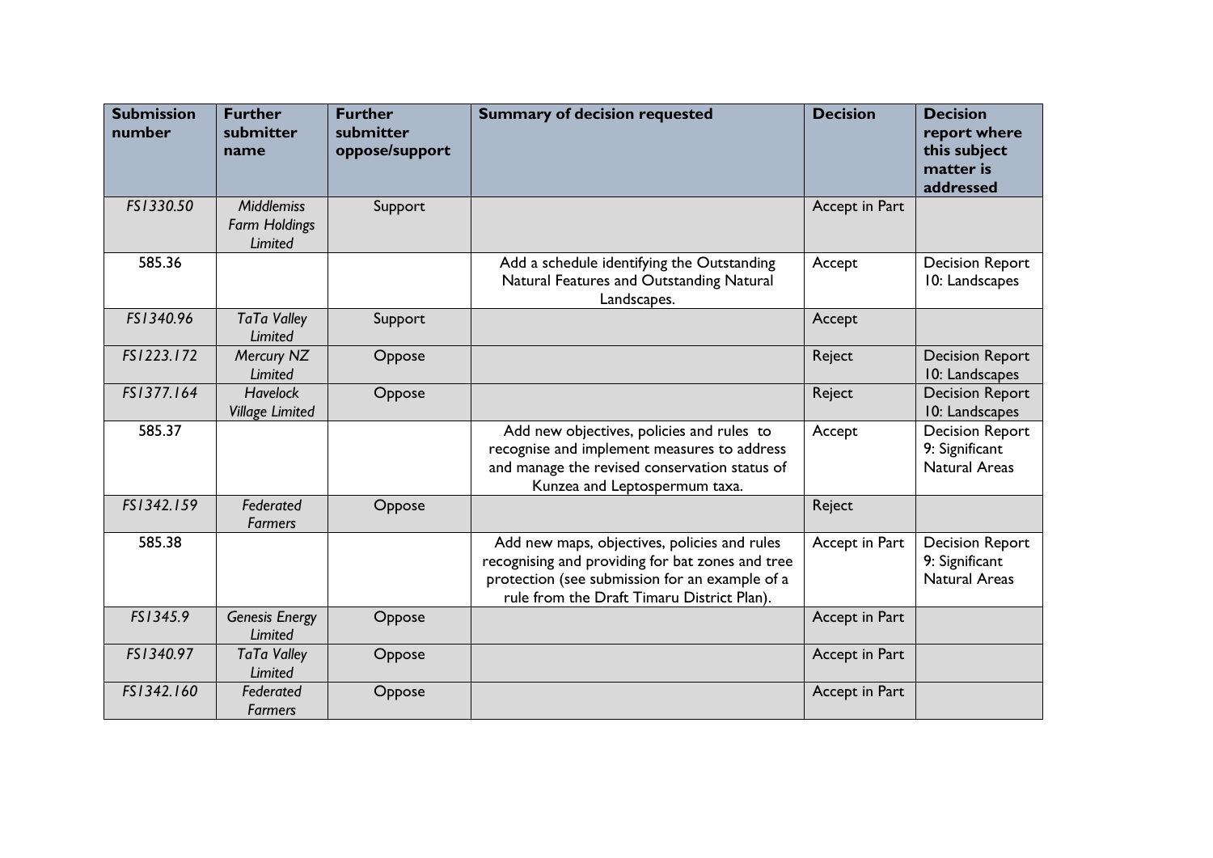| Submission number | Further submitter name | Further submitter oppose/support | Summary of decision requested | Decision | Decision report where this subject matter is addressed |
|---|---|---|---|---|---|
| FS1330.50 | *Middlemiss Farm Holdings Limited* | Support | | Accept in Part | |
| 585.36 | | | Add a schedule identifying the Outstanding Natural Features and Outstanding Natural Landscapes. | Accept | Decision Report 10: Landscapes |
| FS1340.96 | *TaTa Valley Limited* | Support | | Accept | |
| FS1223.172 | *Mercury NZ Limited* | Oppose | | Reject | Decision Report 10: Landscapes |
| FS1377.164 | *Havelock Village Limited* | Oppose | | Reject | Decision Report 10: Landscapes |
| 585.37 | | | Add new objectives, policies and rules to recognise and implement measures to address and manage the revised conservation status of Kunzea and Leptospermum taxa. | Accept | Decision Report 9: Significant Natural Areas |
| FS1342.159 | *Federated Farmers* | Oppose | | Reject | |
| 585.38 | | | Add new maps, objectives, policies and rules recognising and providing for bat zones and tree protection (see submission for an example of a rule from the Draft Timaru District Plan). | Accept in Part | Decision Report 9: Significant Natural Areas |
| FS1345.9 | *Genesis Energy Limited* | Oppose | | Accept in Part | |
| FS1340.97 | *TaTa Valley Limited* | Oppose | | Accept in Part | |
| FS1342.160 | *Federated Farmers* | Oppose | | Accept in Part | |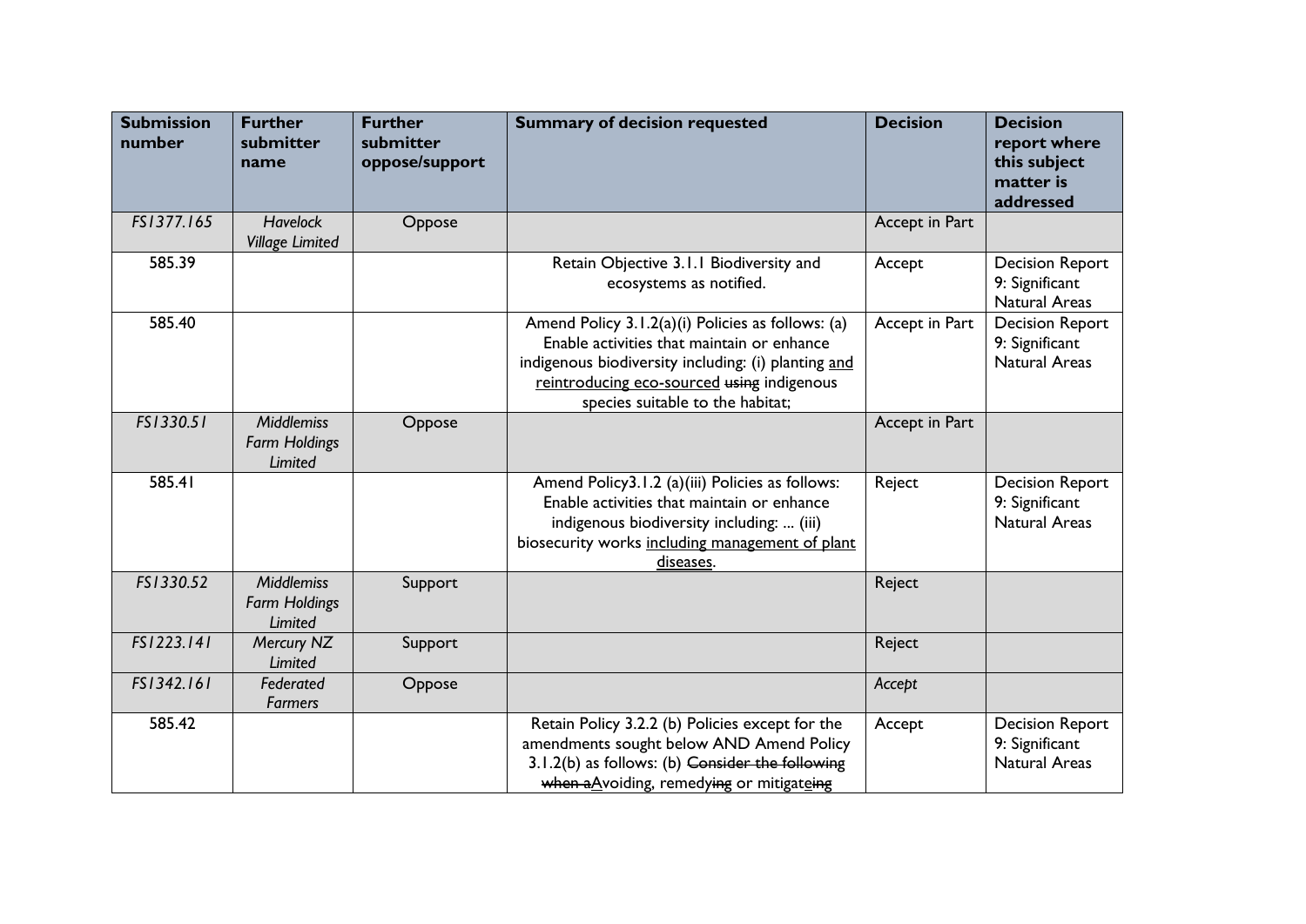| Submission number | Further submitter name | Further submitter oppose/support | Summary of decision requested | Decision | Decision report where this subject matter is addressed |
|---|---|---|---|---|---|
| *FS1377.165* | *Havelock Village Limited* | Oppose | | Accept in Part | |
| 585.39 | | | Retain Objective 3.1.1 Biodiversity and ecosystems as notified. | Accept | Decision Report 9: Significant Natural Areas |
| 585.40 | | | Amend Policy 3.1.2(a)(i) Policies as follows: (a) Enable activities that maintain or enhance indigenous biodiversity including: (i) planting <u>and reintroducing eco-sourced</u> ~~using~~ indigenous species suitable to the habitat; | Accept in Part | Decision Report 9: Significant Natural Areas |
| *FS1330.51* | *Middlemiss Farm Holdings Limited* | Oppose | | Accept in Part | |
| 585.41 | | | Amend Policy3.1.2 (a)(iii) Policies as follows: Enable activities that maintain or enhance indigenous biodiversity including: ... (iii) biosecurity works <u>including management of plant diseases</u>. | Reject | Decision Report 9: Significant Natural Areas |
| *FS1330.52* | *Middlemiss Farm Holdings Limited* | Support | | Reject | |
| *FS1223.141* | *Mercury NZ Limited* | Support | | Reject | |
| *FS1342.161* | *Federated Farmers* | Oppose | | *Accept* | |
| 585.42 | | | Retain Policy 3.2.2 (b) Policies except for the amendments sought below AND Amend Policy 3.1.2(b) as follows: (b) ~~Consider the following when a~~<u>A</u>voiding, remedy~~ing~~ or mitigate~~ing~~ | Accept | Decision Report 9: Significant Natural Areas |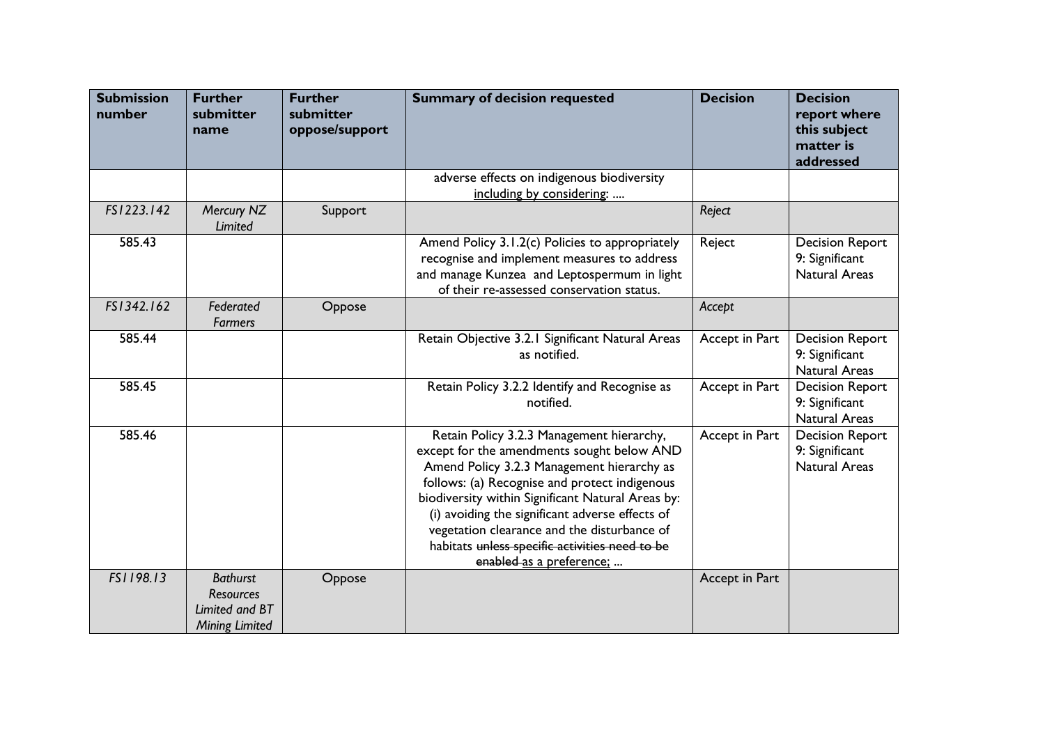| Submission number | Further submitter name | Further submitter oppose/support | Summary of decision requested | Decision | Decision report where this subject matter is addressed |
|---|---|---|---|---|---|
| | | | adverse effects on indigenous biodiversity <u>including by considering</u>: .... | | |
| FS1223.142 | *Mercury NZ Limited* | Support | | *Reject* | |
| 585.43 | | | Amend Policy 3.1.2(c) Policies to appropriately recognise and implement measures to address and manage Kunzea and Leptospermum in light of their re-assessed conservation status. | Reject | Decision Report 9: Significant Natural Areas |
| FS1342.162 | *Federated Farmers* | Oppose | | *Accept* | |
| 585.44 | | | Retain Objective 3.2.1 Significant Natural Areas as notified. | Accept in Part | Decision Report 9: Significant Natural Areas |
| 585.45 | | | Retain Policy 3.2.2 Identify and Recognise as notified. | Accept in Part | Decision Report 9: Significant Natural Areas |
| 585.46 | | | Retain Policy 3.2.3 Management hierarchy, except for the amendments sought below AND Amend Policy 3.2.3 Management hierarchy as follows: (a) Recognise and protect indigenous biodiversity within Significant Natural Areas by: (i) avoiding the significant adverse effects of vegetation clearance and the disturbance of habitats ~~unless specific activities need to be enabled~~ <u>as a preference;</u> ... | Accept in Part | Decision Report 9: Significant Natural Areas |
| FS1198.13 | *Bathurst Resources Limited and BT Mining Limited* | Oppose | | Accept in Part | |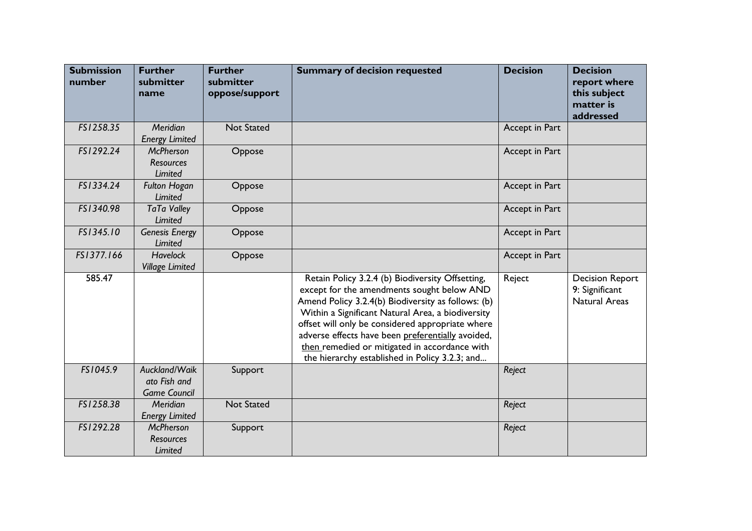| Submission number | Further submitter name | Further submitter oppose/support | Summary of decision requested | Decision | Decision report where this subject matter is addressed |
|---|---|---|---|---|---|
| FS1258.35 | *Meridian Energy Limited* | Not Stated | | Accept in Part | |
| FS1292.24 | *McPherson Resources Limited* | Oppose | | Accept in Part | |
| FS1334.24 | *Fulton Hogan Limited* | Oppose | | Accept in Part | |
| FS1340.98 | *TaTa Valley Limited* | Oppose | | Accept in Part | |
| FS1345.10 | *Genesis Energy Limited* | Oppose | | Accept in Part | |
| FS1377.166 | *Havelock Village Limited* | Oppose | | Accept in Part | |
| 585.47 | | | Retain Policy 3.2.4 (b) Biodiversity Offsetting, except for the amendments sought below AND Amend Policy 3.2.4(b) Biodiversity as follows: (b) Within a Significant Natural Area, a biodiversity offset will only be considered appropriate where adverse effects have been preferentially avoided, then remedied or mitigated in accordance with the hierarchy established in Policy 3.2.3; and... | Reject | Decision Report 9: Significant Natural Areas |
| FS1045.9 | *Auckland/Waikato Fish and Game Council* | Support | | *Reject* | |
| FS1258.38 | *Meridian Energy Limited* | Not Stated | | *Reject* | |
| FS1292.28 | *McPherson Resources Limited* | Support | | *Reject* | |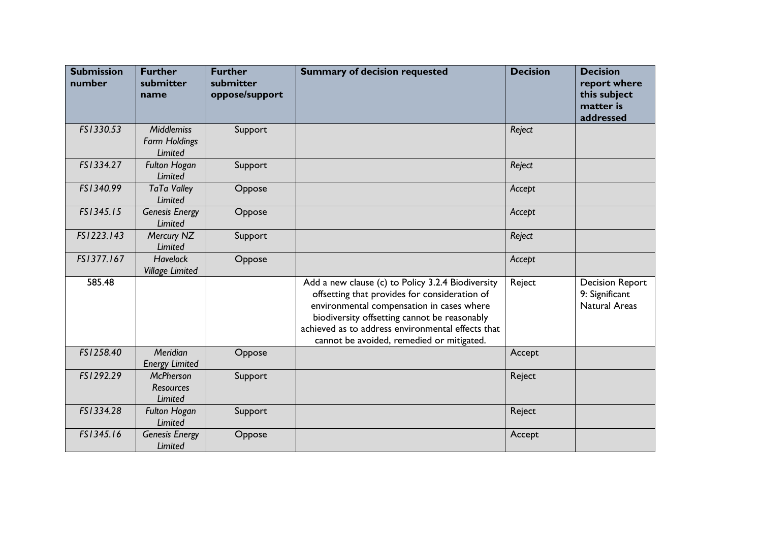| Submission number | Further submitter name | Further submitter oppose/support | Summary of decision requested | Decision | Decision report where this subject matter is addressed |
|---|---|---|---|---|---|
| *FS1330.53* | *Middlemiss Farm Holdings Limited* | Support | | *Reject* | |
| *FS1334.27* | *Fulton Hogan Limited* | Support | | *Reject* | |
| *FS1340.99* | *TaTa Valley Limited* | Oppose | | *Accept* | |
| *FS1345.15* | *Genesis Energy Limited* | Oppose | | *Accept* | |
| *FS1223.143* | *Mercury NZ Limited* | Support | | *Reject* | |
| *FS1377.167* | *Havelock Village Limited* | Oppose | | *Accept* | |
| 585.48 | | | Add a new clause (c) to Policy 3.2.4 Biodiversity offsetting that provides for consideration of environmental compensation in cases where biodiversity offsetting cannot be reasonably achieved as to address environmental effects that cannot be avoided, remedied or mitigated. | Reject | Decision Report 9: Significant Natural Areas |
| *FS1258.40* | *Meridian Energy Limited* | Oppose | | Accept | |
| *FS1292.29* | *McPherson Resources Limited* | Support | | Reject | |
| *FS1334.28* | *Fulton Hogan Limited* | Support | | Reject | |
| *FS1345.16* | *Genesis Energy Limited* | Oppose | | Accept | |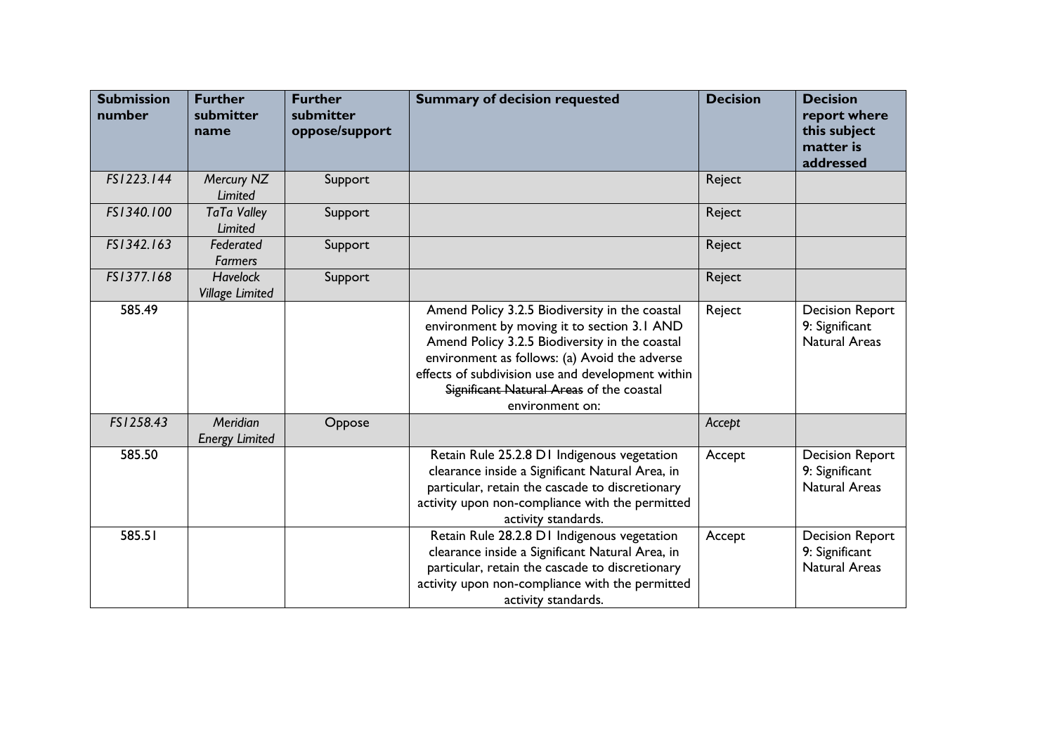| Submission number | Further submitter name | Further submitter oppose/support | Summary of decision requested | Decision | Decision report where this subject matter is addressed |
|---|---|---|---|---|---|
| *FS1223.144* | *Mercury NZ Limited* | Support | | Reject | |
| *FS1340.100* | *TaTa Valley Limited* | Support | | Reject | |
| *FS1342.163* | *Federated Farmers* | Support | | Reject | |
| *FS1377.168* | *Havelock Village Limited* | Support | | Reject | |
| 585.49 | | | Amend Policy 3.2.5 Biodiversity in the coastal environment by moving it to section 3.1 AND Amend Policy 3.2.5 Biodiversity in the coastal environment as follows: (a) Avoid the adverse effects of subdivision use and development within ~~Significant Natural Areas~~ of the coastal environment on: | Reject | Decision Report 9: Significant Natural Areas |
| *FS1258.43* | *Meridian Energy Limited* | Oppose | | *Accept* | |
| 585.50 | | | Retain Rule 25.2.8 D1 Indigenous vegetation clearance inside a Significant Natural Area, in particular, retain the cascade to discretionary activity upon non-compliance with the permitted activity standards. | Accept | Decision Report 9: Significant Natural Areas |
| 585.51 | | | Retain Rule 28.2.8 D1 Indigenous vegetation clearance inside a Significant Natural Area, in particular, retain the cascade to discretionary activity upon non-compliance with the permitted activity standards. | Accept | Decision Report 9: Significant Natural Areas |